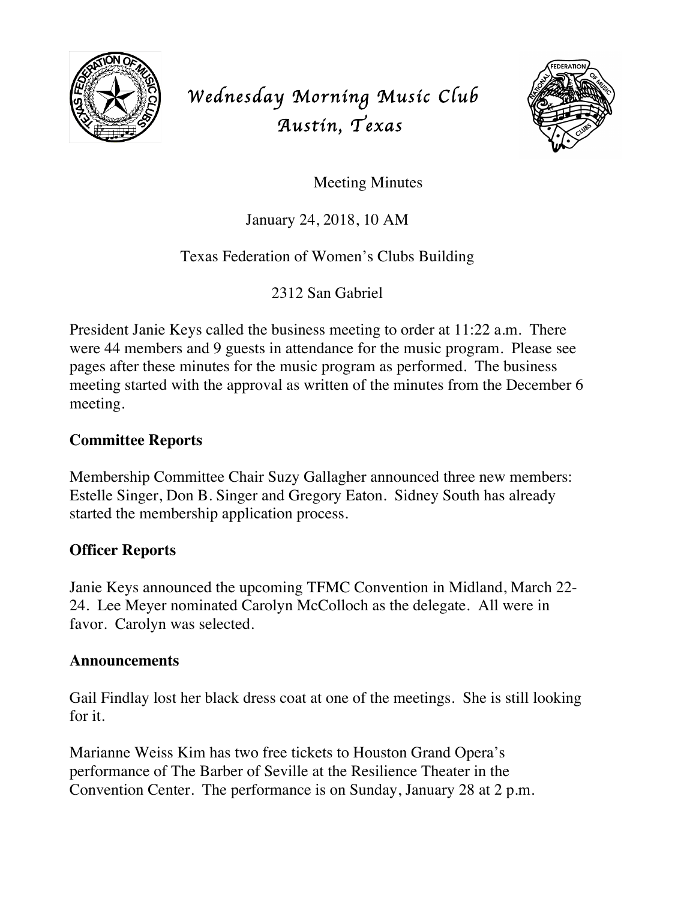# Wednesday Morning Music Club
# Austin, Texas

Meeting Minutes

January 24, 2018, 10 AM

Texas Federation of Women's Clubs Building

2312 San Gabriel

President Janie Keys called the business meeting to order at 11:22 a.m. There were 44 members and 9 guests in attendance for the music program. Please see pages after these minutes for the music program as performed. The business meeting started with the approval as written of the minutes from the December 6 meeting.

## Committee Reports

Membership Committee Chair Suzy Gallagher announced three new members: Estelle Singer, Don B. Singer and Gregory Eaton. Sidney South has already started the membership application process.

## Officer Reports

Janie Keys announced the upcoming TFMC Convention in Midland, March 22-24. Lee Meyer nominated Carolyn McColloch as the delegate. All were in favor. Carolyn was selected.

## Announcements

Gail Findlay lost her black dress coat at one of the meetings. She is still looking for it.

Marianne Weiss Kim has two free tickets to Houston Grand Opera's performance of The Barber of Seville at the Resilience Theater in the Convention Center. The performance is on Sunday, January 28 at 2 p.m.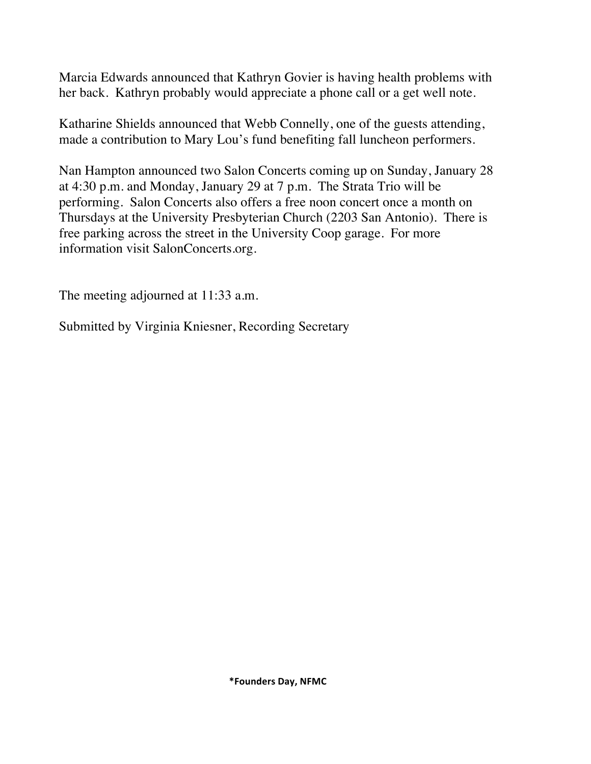Marcia Edwards announced that Kathryn Govier is having health problems with her back. Kathryn probably would appreciate a phone call or a get well note.

Katharine Shields announced that Webb Connelly, one of the guests attending, made a contribution to Mary Lou's fund benefiting fall luncheon performers.

Nan Hampton announced two Salon Concerts coming up on Sunday, January 28 at 4:30 p.m. and Monday, January 29 at 7 p.m. The Strata Trio will be performing. Salon Concerts also offers a free noon concert once a month on Thursdays at the University Presbyterian Church (2203 San Antonio). There is free parking across the street in the University Coop garage. For more information visit SalonConcerts.org.

The meeting adjourned at 11:33 a.m.

Submitted by Virginia Kniesner, Recording Secretary

**\*Founders Day, NFMC**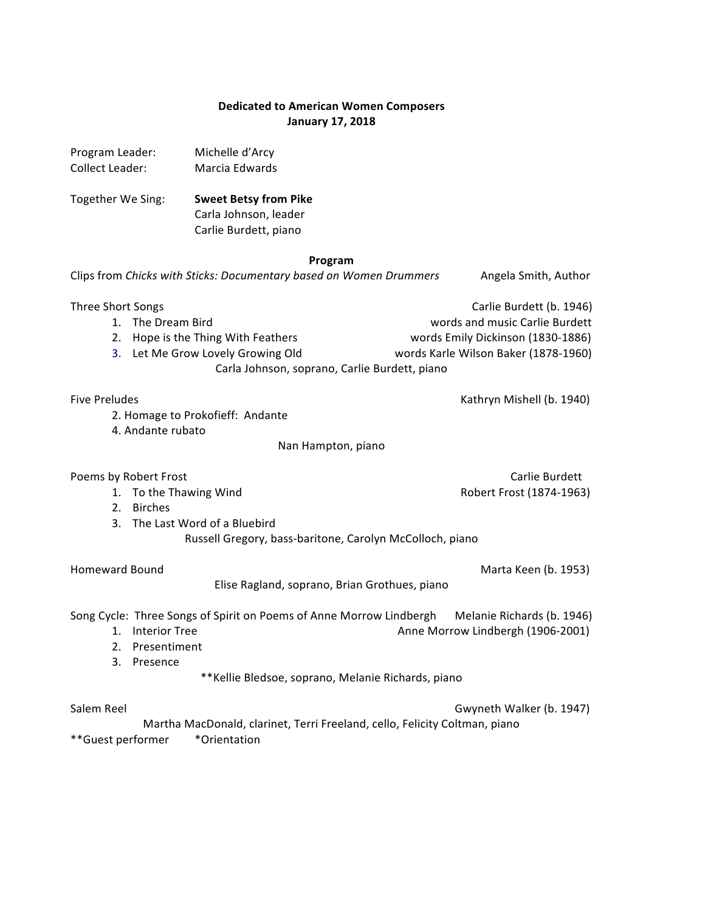**Dedicated to American Women Composers**
**January 17, 2018**

Program Leader: Michelle d'Arcy
Collect Leader: Marcia Edwards

Together We Sing: **Sweet Betsy from Pike**
Carla Johnson, leader
Carlie Burdett, piano

**Program**

Clips from *Chicks with Sticks: Documentary based on Women Drummers* — Angela Smith, Author

Three Short Songs — Carlie Burdett (b. 1946)

1. The Dream Bird — words and music Carlie Burdett
2. Hope is the Thing With Feathers — words Emily Dickinson (1830-1886)
3. Let Me Grow Lovely Growing Old — words Karle Wilson Baker (1878-1960)

Carla Johnson, soprano, Carlie Burdett, piano

Five Preludes — Kathryn Mishell (b. 1940)

2. Homage to Prokofieff: Andante
4. Andante rubato

Nan Hampton, piano

Poems by Robert Frost — Carlie Burdett

1. To the Thawing Wind — Robert Frost (1874-1963)
2. Birches
3. The Last Word of a Bluebird

Russell Gregory, bass-baritone, Carolyn McColloch, piano

Homeward Bound — Marta Keen (b. 1953)

Elise Ragland, soprano, Brian Grothues, piano

Song Cycle: Three Songs of Spirit on Poems of Anne Morrow Lindbergh — Melanie Richards (b. 1946)

1. Interior Tree — Anne Morrow Lindbergh (1906-2001)
2. Presentiment
3. Presence

**Kellie Bledsoe, soprano, Melanie Richards, piano

Salem Reel — Gwyneth Walker (b. 1947)

Martha MacDonald, clarinet, Terri Freeland, cello, Felicity Coltman, piano

**Guest performer *Orientation